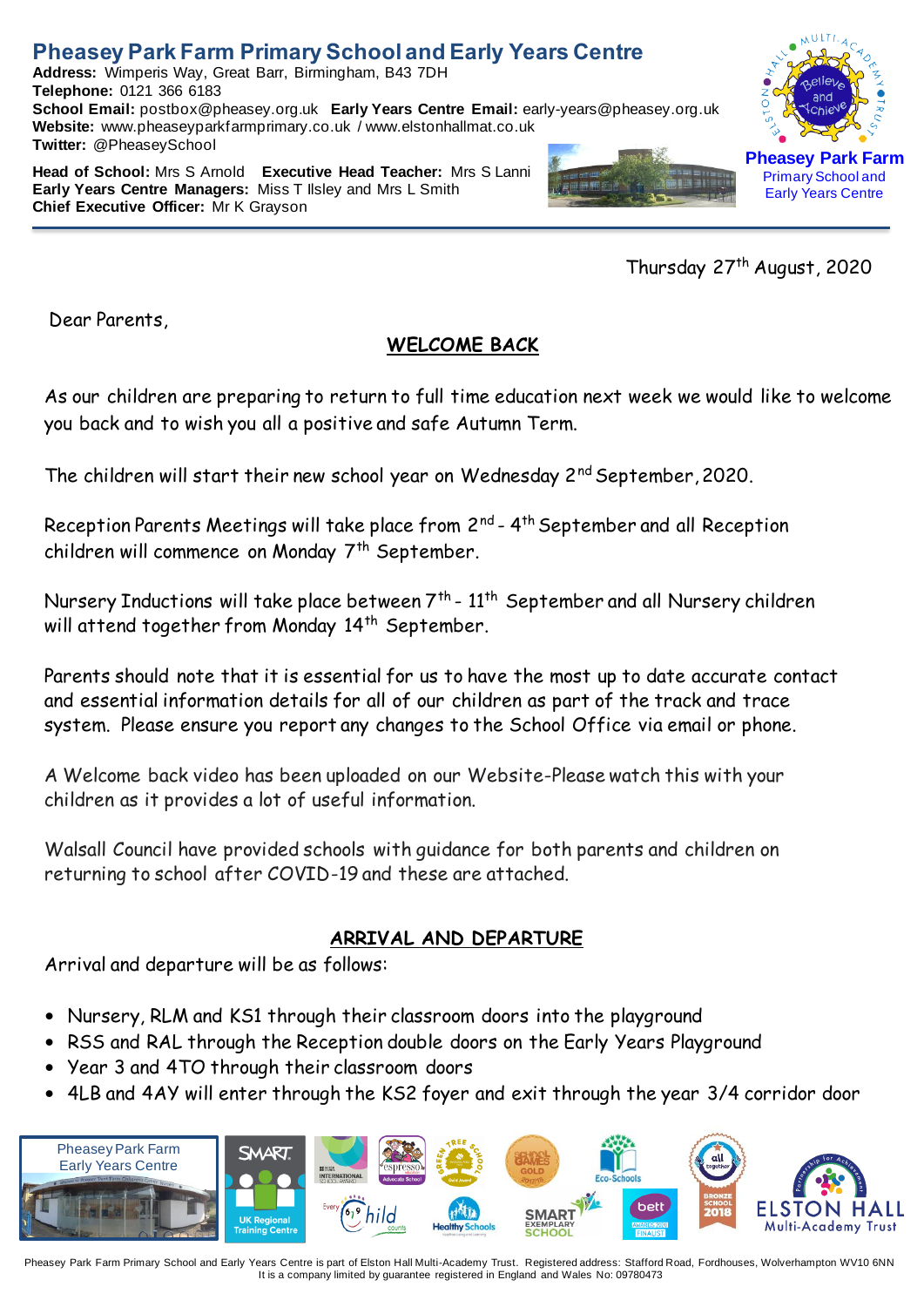# Pheasey Park Farm Primary School and Early Years Centre

**Address:** Wimperis Way, Great Barr, Birmingham, B43 7DH
**Telephone:** 0121 366 6183
**School Email:** postbox@pheasey.org.uk **Early Years Centre Email:** early-years@pheasey.org.uk
**Website:** www.pheaseyparkfarmprimary.co.uk / www.elstonhallmat.co.uk
**Twitter:** @PheaseySchool

**Head of School:** Mrs S Arnold **Executive Head Teacher:** Mrs S Lanni
**Early Years Centre Managers:** Miss T Ilsley and Mrs L Smith
**Chief Executive Officer:** Mr K Grayson

**Pheasey Park Farm**
Primary School and Early Years Centre

Thursday 27th August, 2020

Dear Parents,

## WELCOME BACK

As our children are preparing to return to full time education next week we would like to welcome you back and to wish you all a positive and safe Autumn Term.

The children will start their new school year on Wednesday 2nd September, 2020.

Reception Parents Meetings will take place from 2nd - 4th September and all Reception children will commence on Monday 7th September.

Nursery Inductions will take place between 7th - 11th September and all Nursery children will attend together from Monday 14th September.

Parents should note that it is essential for us to have the most up to date accurate contact and essential information details for all of our children as part of the track and trace system. Please ensure you report any changes to the School Office via email or phone.

A Welcome back video has been uploaded on our Website-Please watch this with your children as it provides a lot of useful information.

Walsall Council have provided schools with guidance for both parents and children on returning to school after COVID-19 and these are attached.

## ARRIVAL AND DEPARTURE

Arrival and departure will be as follows:

- Nursery, RLM and KS1 through their classroom doors into the playground
- RSS and RAL through the Reception double doors on the Early Years Playground
- Year 3 and 4TO through their classroom doors
- 4LB and 4AY will enter through the KS2 foyer and exit through the year 3/4 corridor door

Pheasey Park Farm Primary School and Early Years Centre is part of Elston Hall Multi-Academy Trust. Registered address: Stafford Road, Fordhouses, Wolverhampton WV10 6NN
It is a company limited by guarantee registered in England and Wales No: 09780473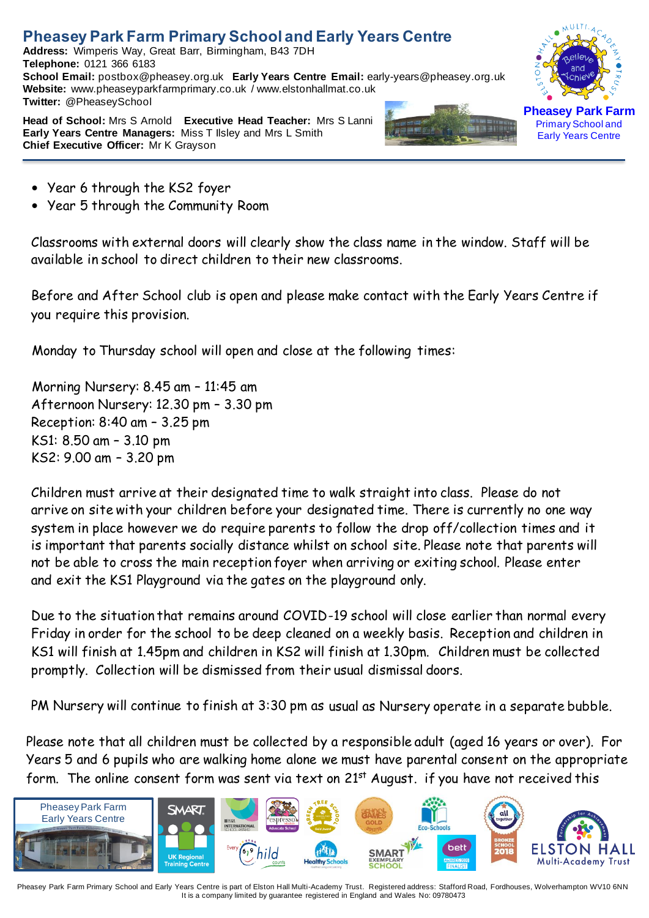- Year 6 through the KS2 foyer
- Year 5 through the Community Room

Classrooms with external doors will clearly show the class name in the window. Staff will be available in school to direct children to their new classrooms.

Before and After School club is open and please make contact with the Early Years Centre if you require this provision.

Monday to Thursday school will open and close at the following times:

Morning Nursery: 8.45 am – 11:45 am
Afternoon Nursery: 12.30 pm – 3.30 pm
Reception: 8:40 am – 3.25 pm
KS1: 8.50 am – 3.10 pm
KS2: 9.00 am – 3.20 pm

Children must arrive at their designated time to walk straight into class. Please do not arrive on site with your children before your designated time. There is currently no one way system in place however we do require parents to follow the drop off/collection times and it is important that parents socially distance whilst on school site. Please note that parents will not be able to cross the main reception foyer when arriving or exiting school. Please enter and exit the KS1 Playground via the gates on the playground only.

Due to the situation that remains around COVID-19 school will close earlier than normal every Friday in order for the school to be deep cleaned on a weekly basis. Reception and children in KS1 will finish at 1.45pm and children in KS2 will finish at 1.30pm. Children must be collected promptly. Collection will be dismissed from their usual dismissal doors.

PM Nursery will continue to finish at 3:30 pm as usual as Nursery operate in a separate bubble.

Please note that all children must be collected by a responsible adult (aged 16 years or over). For Years 5 and 6 pupils who are walking home alone we must have parental consent on the appropriate form. The online consent form was sent via text on 21st August. if you have not received this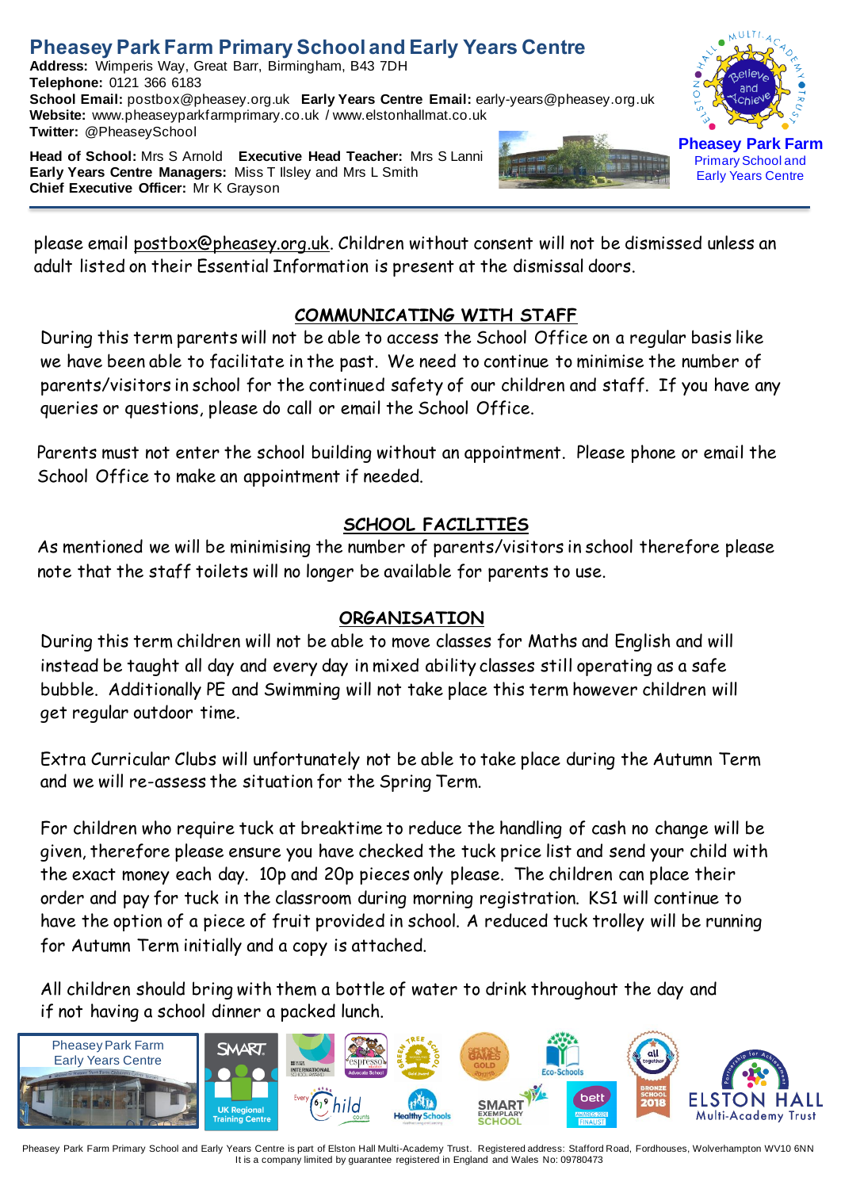please email postbox@pheasey.org.uk. Children without consent will not be dismissed unless an adult listed on their Essential Information is present at the dismissal doors.

## COMMUNICATING WITH STAFF

During this term parents will not be able to access the School Office on a regular basis like we have been able to facilitate in the past. We need to continue to minimise the number of parents/visitors in school for the continued safety of our children and staff. If you have any queries or questions, please do call or email the School Office.

Parents must not enter the school building without an appointment. Please phone or email the School Office to make an appointment if needed.

## SCHOOL FACILITIES

As mentioned we will be minimising the number of parents/visitors in school therefore please note that the staff toilets will no longer be available for parents to use.

## ORGANISATION

During this term children will not be able to move classes for Maths and English and will instead be taught all day and every day in mixed ability classes still operating as a safe bubble. Additionally PE and Swimming will not take place this term however children will get regular outdoor time.

Extra Curricular Clubs will unfortunately not be able to take place during the Autumn Term and we will re-assess the situation for the Spring Term.

For children who require tuck at breaktime to reduce the handling of cash no change will be given, therefore please ensure you have checked the tuck price list and send your child with the exact money each day. 10p and 20p pieces only please. The children can place their order and pay for tuck in the classroom during morning registration. KS1 will continue to have the option of a piece of fruit provided in school. A reduced tuck trolley will be running for Autumn Term initially and a copy is attached.

All children should bring with them a bottle of water to drink throughout the day and if not having a school dinner a packed lunch.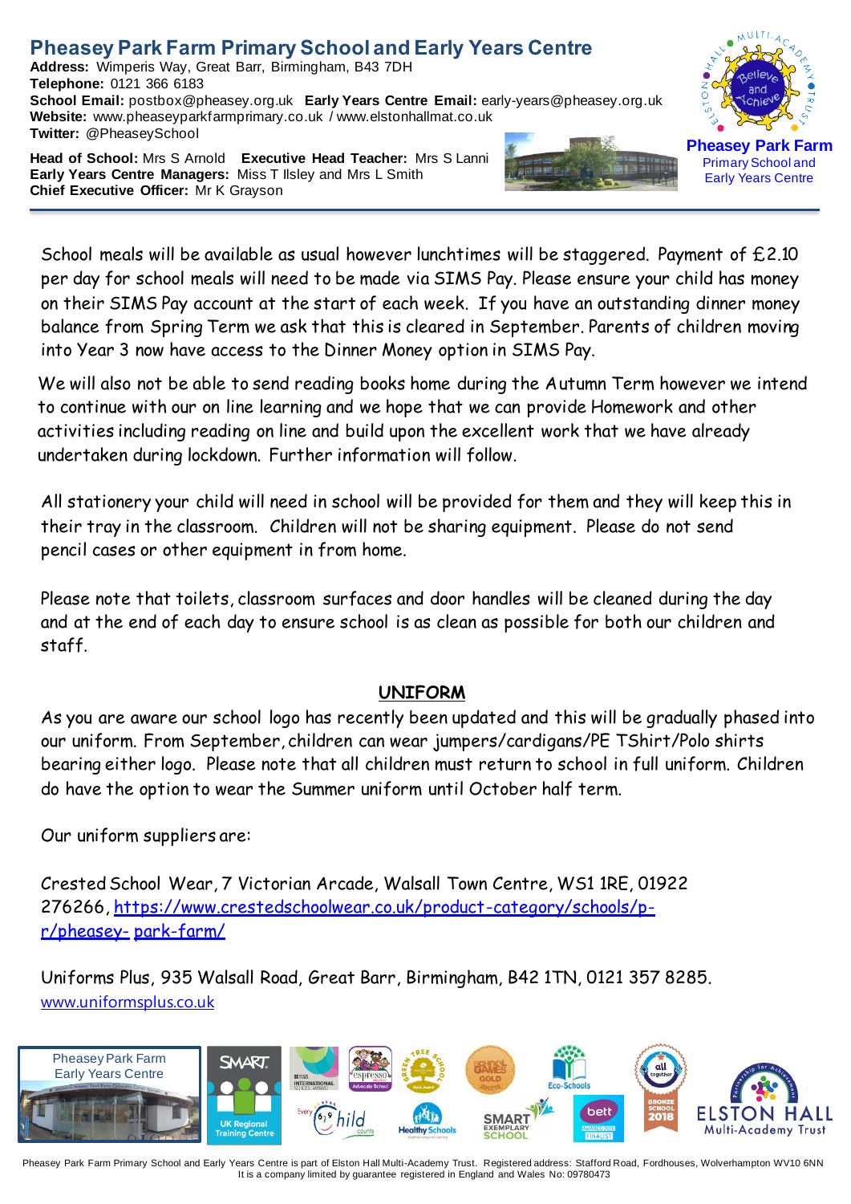# Pheasey Park Farm Primary School and Early Years Centre

**Address:** Wimperis Way, Great Barr, Birmingham, B43 7DH
**Telephone:** 0121 366 6183
**School Email:** postbox@pheasey.org.uk **Early Years Centre Email:** early-years@pheasey.org.uk
**Website:** www.pheaseyparkfarmprimary.co.uk / www.elstonhallmat.co.uk
**Twitter:** @PheaseySchool

**Head of School:** Mrs S Arnold **Executive Head Teacher:** Mrs S Lanni
**Early Years Centre Managers:** Miss T Ilsley and Mrs L Smith
**Chief Executive Officer:** Mr K Grayson

**Pheasey Park Farm**
Primary School and Early Years Centre

School meals will be available as usual however lunchtimes will be staggered. Payment of £2.10 per day for school meals will need to be made via SIMS Pay. Please ensure your child has money on their SIMS Pay account at the start of each week. If you have an outstanding dinner money balance from Spring Term we ask that this is cleared in September. Parents of children moving into Year 3 now have access to the Dinner Money option in SIMS Pay.

We will also not be able to send reading books home during the Autumn Term however we intend to continue with our on line learning and we hope that we can provide Homework and other activities including reading on line and build upon the excellent work that we have already undertaken during lockdown. Further information will follow.

All stationery your child will need in school will be provided for them and they will keep this in their tray in the classroom. Children will not be sharing equipment. Please do not send pencil cases or other equipment in from home.

Please note that toilets, classroom surfaces and door handles will be cleaned during the day and at the end of each day to ensure school is as clean as possible for both our children and staff.

## UNIFORM

As you are aware our school logo has recently been updated and this will be gradually phased into our uniform. From September, children can wear jumpers/cardigans/PE TShirt/Polo shirts bearing either logo. Please note that all children must return to school in full uniform. Children do have the option to wear the Summer uniform until October half term.

Our uniform suppliers are:

Crested School Wear, 7 Victorian Arcade, Walsall Town Centre, WS1 1RE, 01922 276266, https://www.crestedschoolwear.co.uk/product-category/schools/p-r/pheasey- park-farm/

Uniforms Plus, 935 Walsall Road, Great Barr, Birmingham, B42 1TN, 0121 357 8285. www.uniformsplus.co.uk

Pheasey Park Farm Primary School and Early Years Centre is part of Elston Hall Multi-Academy Trust. Registered address: Stafford Road, Fordhouses, Wolverhampton WV10 6NN
It is a company limited by guarantee registered in England and Wales No: 09780473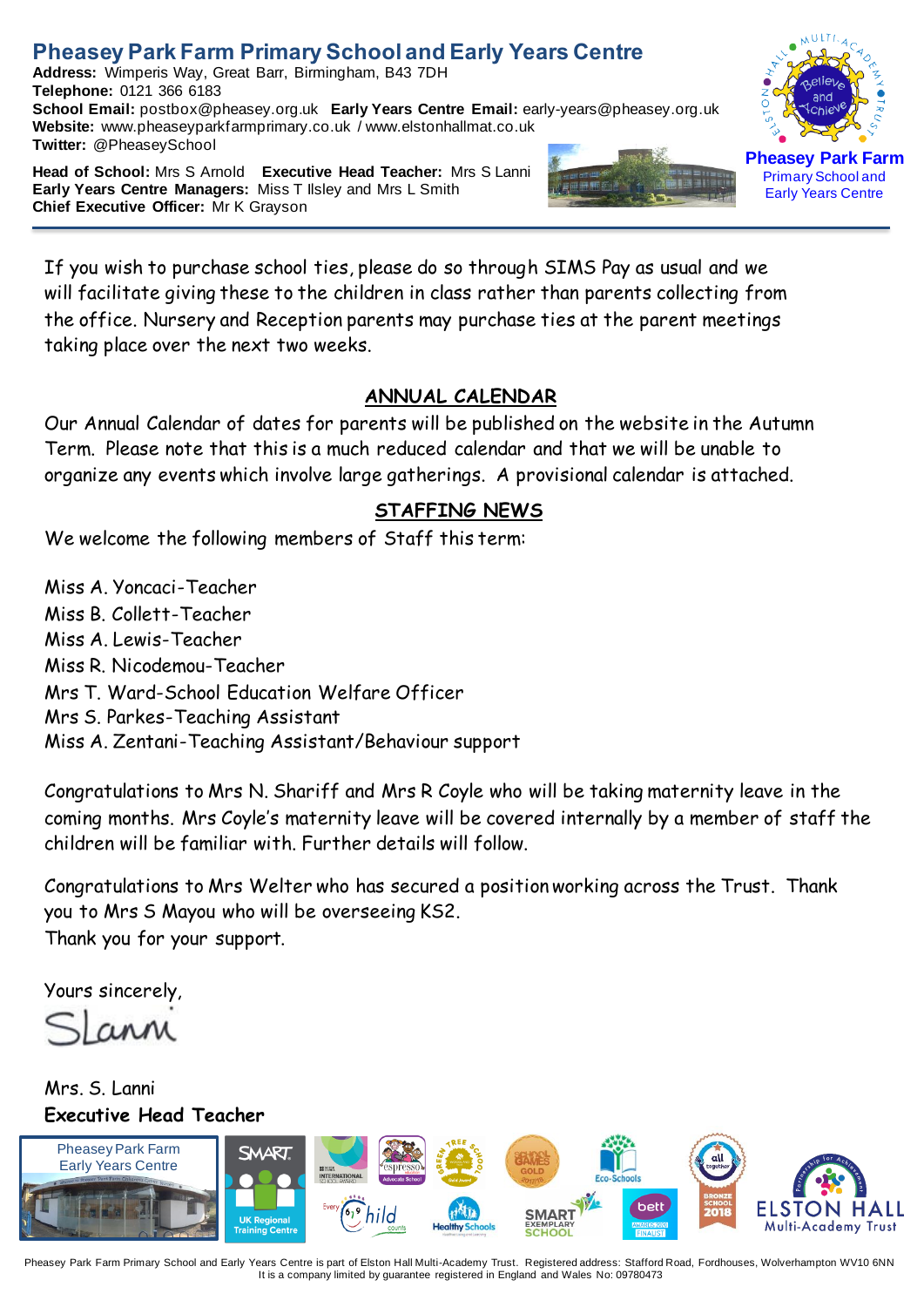# Pheasey Park Farm Primary School and Early Years Centre

**Address:** Wimperis Way, Great Barr, Birmingham, B43 7DH
**Telephone:** 0121 366 6183
**School Email:** postbox@pheasey.org.uk **Early Years Centre Email:** early-years@pheasey.org.uk
**Website:** www.pheaseyparkfarmprimary.co.uk / www.elstonhallmat.co.uk
**Twitter:** @PheaseySchool

**Head of School:** Mrs S Arnold **Executive Head Teacher:** Mrs S Lanni
**Early Years Centre Managers:** Miss T Ilsley and Mrs L Smith
**Chief Executive Officer:** Mr K Grayson

If you wish to purchase school ties, please do so through SIMS Pay as usual and we will facilitate giving these to the children in class rather than parents collecting from the office. Nursery and Reception parents may purchase ties at the parent meetings taking place over the next two weeks.

## ANNUAL CALENDAR

Our Annual Calendar of dates for parents will be published on the website in the Autumn Term. Please note that this is a much reduced calendar and that we will be unable to organize any events which involve large gatherings. A provisional calendar is attached.

## STAFFING NEWS

We welcome the following members of Staff this term:

Miss A. Yoncaci-Teacher
Miss B. Collett-Teacher
Miss A. Lewis-Teacher
Miss R. Nicodemou-Teacher
Mrs T. Ward-School Education Welfare Officer
Mrs S. Parkes-Teaching Assistant
Miss A. Zentani-Teaching Assistant/Behaviour support

Congratulations to Mrs N. Shariff and Mrs R Coyle who will be taking maternity leave in the coming months. Mrs Coyle's maternity leave will be covered internally by a member of staff the children will be familiar with. Further details will follow.

Congratulations to Mrs Welter who has secured a position working across the Trust. Thank you to Mrs S Mayou who will be overseeing KS2.
Thank you for your support.

Yours sincerely,

SLanni

Mrs. S. Lanni
**Executive Head Teacher**

Pheasey Park Farm Primary School and Early Years Centre is part of Elston Hall Multi-Academy Trust. Registered address: Stafford Road, Fordhouses, Wolverhampton WV10 6NN
It is a company limited by guarantee registered in England and Wales No: 09780473